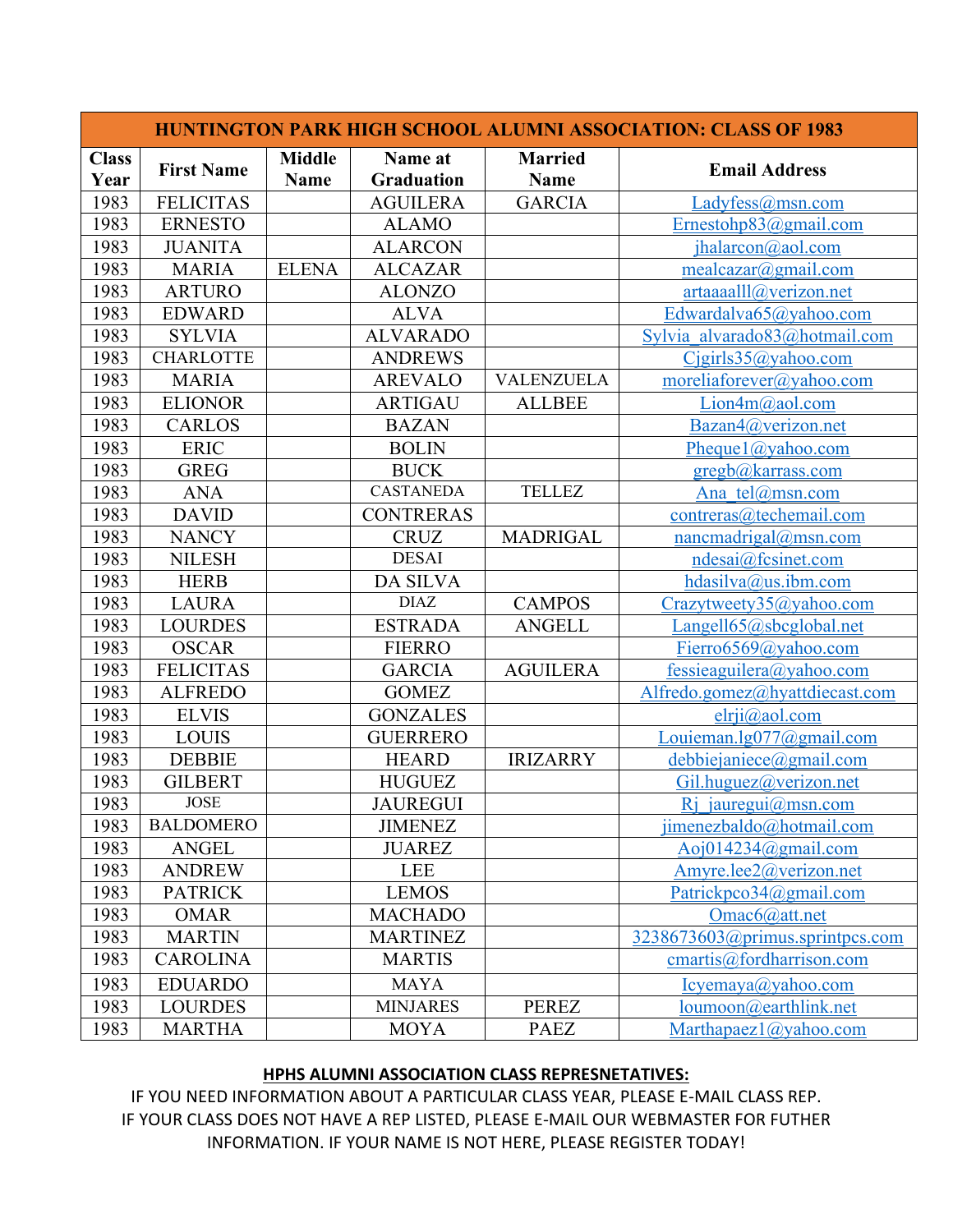| HUNTINGTON PARK HIGH SCHOOL ALUMNI ASSOCIATION: CLASS OF 1983 | | | | | |
|---|---|---|---|---|---|
| **Class Year** | **First Name** | **Middle Name** | **Name at Graduation** | **Married Name** | **Email Address** |
| 1983 | FELICITAS | | AGUILERA | GARCIA | Ladyfess@msn.com |
| 1983 | ERNESTO | | ALAMO | | Ernestohp83@gmail.com |
| 1983 | JUANITA | | ALARCON | | jhalarcon@aol.com |
| 1983 | MARIA | ELENA | ALCAZAR | | mealcazar@gmail.com |
| 1983 | ARTURO | | ALONZO | | artaaaalll@verizon.net |
| 1983 | EDWARD | | ALVA | | Edwardalva65@yahoo.com |
| 1983 | SYLVIA | | ALVARADO | | Sylvia_alvarado83@hotmail.com |
| 1983 | CHARLOTTE | | ANDREWS | | Cjgirls35@yahoo.com |
| 1983 | MARIA | | AREVALO | VALENZUELA | moreliaforever@yahoo.com |
| 1983 | ELIONOR | | ARTIGAU | ALLBEE | Lion4m@aol.com |
| 1983 | CARLOS | | BAZAN | | Bazan4@verizon.net |
| 1983 | ERIC | | BOLIN | | Pheque1@yahoo.com |
| 1983 | GREG | | BUCK | | gregb@karrass.com |
| 1983 | ANA | | CASTANEDA | TELLEZ | Ana_tel@msn.com |
| 1983 | DAVID | | CONTRERAS | | contreras@techemail.com |
| 1983 | NANCY | | CRUZ | MADRIGAL | nancmadrigal@msn.com |
| 1983 | NILESH | | DESAI | | ndesai@fcsinet.com |
| 1983 | HERB | | DA SILVA | | hdasilva@us.ibm.com |
| 1983 | LAURA | | DIAZ | CAMPOS | Crazytweety35@yahoo.com |
| 1983 | LOURDES | | ESTRADA | ANGELL | Langell65@sbcglobal.net |
| 1983 | OSCAR | | FIERRO | | Fierro6569@yahoo.com |
| 1983 | FELICITAS | | GARCIA | AGUILERA | fessieaguilera@yahoo.com |
| 1983 | ALFREDO | | GOMEZ | | Alfredo.gomez@hyattdiecast.com |
| 1983 | ELVIS | | GONZALES | | elrji@aol.com |
| 1983 | LOUIS | | GUERRERO | | Louieman.lg077@gmail.com |
| 1983 | DEBBIE | | HEARD | IRIZARRY | debbiejaniece@gmail.com |
| 1983 | GILBERT | | HUGUEZ | | Gil.huguez@verizon.net |
| 1983 | JOSE | | JAUREGUI | | Rj_jauregui@msn.com |
| 1983 | BALDOMERO | | JIMENEZ | | jimenezbaldo@hotmail.com |
| 1983 | ANGEL | | JUAREZ | | Aoj014234@gmail.com |
| 1983 | ANDREW | | LEE | | Amyre.lee2@verizon.net |
| 1983 | PATRICK | | LEMOS | | Patrickpco34@gmail.com |
| 1983 | OMAR | | MACHADO | | Omac6@att.net |
| 1983 | MARTIN | | MARTINEZ | | 3238673603@primus.sprintpcs.com |
| 1983 | CAROLINA | | MARTIS | | cmartis@fordharrison.com |
| 1983 | EDUARDO | | MAYA | | Icyemaya@yahoo.com |
| 1983 | LOURDES | | MINJARES | PEREZ | loumoon@earthlink.net |
| 1983 | MARTHA | | MOYA | PAEZ | Marthapaez1@yahoo.com |

**HPHS ALUMNI ASSOCIATION CLASS REPRESNETATIVES:**

IF YOU NEED INFORMATION ABOUT A PARTICULAR CLASS YEAR, PLEASE E-MAIL CLASS REP.
IF YOUR CLASS DOES NOT HAVE A REP LISTED, PLEASE E-MAIL OUR WEBMASTER FOR FUTHER INFORMATION. IF YOUR NAME IS NOT HERE, PLEASE REGISTER TODAY!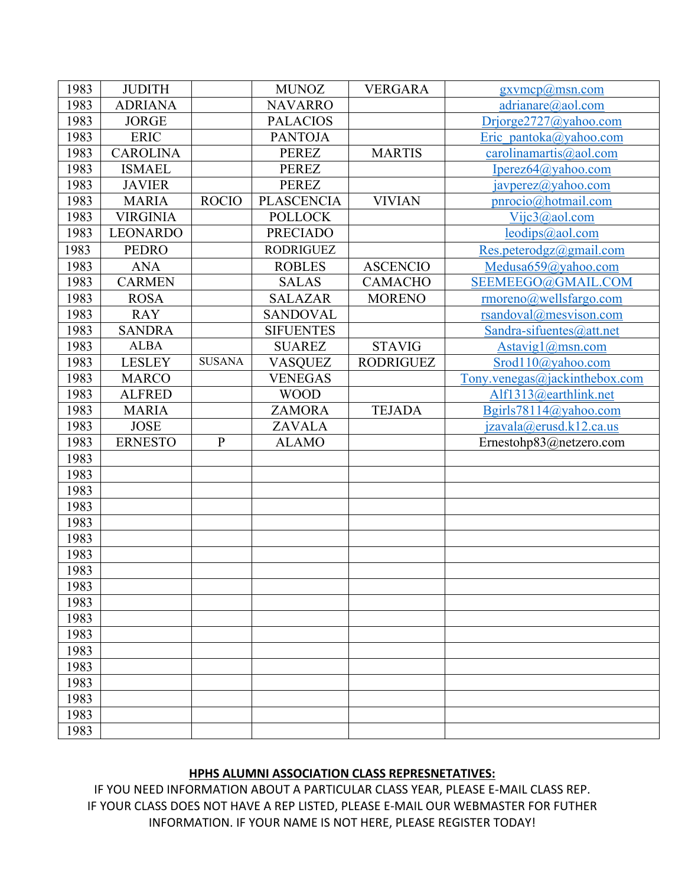| | | | | | |
|---|---|---|---|---|---|
| 1983 | JUDITH | | MUNOZ | VERGARA | gxvmcp@msn.com |
| 1983 | ADRIANA | | NAVARRO | | adrianare@aol.com |
| 1983 | JORGE | | PALACIOS | | Drjorge2727@yahoo.com |
| 1983 | ERIC | | PANTOJA | | Eric_pantoka@yahoo.com |
| 1983 | CAROLINA | | PEREZ | MARTIS | carolinamartis@aol.com |
| 1983 | ISMAEL | | PEREZ | | Iperez64@yahoo.com |
| 1983 | JAVIER | | PEREZ | | javperez@yahoo.com |
| 1983 | MARIA | ROCIO | PLASCENCIA | VIVIAN | pnrocio@hotmail.com |
| 1983 | VIRGINIA | | POLLOCK | | Vijc3@aol.com |
| 1983 | LEONARDO | | PRECIADO | | leodips@aol.com |
| 1983 | PEDRO | | RODRIGUEZ | | Res.peterodgz@gmail.com |
| 1983 | ANA | | ROBLES | ASCENCIO | Medusa659@yahoo.com |
| 1983 | CARMEN | | SALAS | CAMACHO | SEEMEEGO@GMAIL.COM |
| 1983 | ROSA | | SALAZAR | MORENO | rmoreno@wellsfargo.com |
| 1983 | RAY | | SANDOVAL | | rsandoval@mesvison.com |
| 1983 | SANDRA | | SIFUENTES | | Sandra-sifuentes@att.net |
| 1983 | ALBA | | SUAREZ | STAVIG | Astavig1@msn.com |
| 1983 | LESLEY | SUSANA | VASQUEZ | RODRIGUEZ | Srod110@yahoo.com |
| 1983 | MARCO | | VENEGAS | | Tony.venegas@jackinthebox.com |
| 1983 | ALFRED | | WOOD | | Alf1313@earthlink.net |
| 1983 | MARIA | | ZAMORA | TEJADA | Bgirls78114@yahoo.com |
| 1983 | JOSE | | ZAVALA | | jzavala@erusd.k12.ca.us |
| 1983 | ERNESTO | P | ALAMO | | Ernestohp83@netzero.com |
| 1983 | | | | | |
| 1983 | | | | | |
| 1983 | | | | | |
| 1983 | | | | | |
| 1983 | | | | | |
| 1983 | | | | | |
| 1983 | | | | | |
| 1983 | | | | | |
| 1983 | | | | | |
| 1983 | | | | | |
| 1983 | | | | | |
| 1983 | | | | | |
| 1983 | | | | | |
| 1983 | | | | | |
| 1983 | | | | | |
| 1983 | | | | | |
| 1983 | | | | | |
| 1983 | | | | | |

**HPHS ALUMNI ASSOCIATION CLASS REPRESNETATIVES:**

IF YOU NEED INFORMATION ABOUT A PARTICULAR CLASS YEAR, PLEASE E-MAIL CLASS REP. IF YOUR CLASS DOES NOT HAVE A REP LISTED, PLEASE E-MAIL OUR WEBMASTER FOR FUTHER INFORMATION. IF YOUR NAME IS NOT HERE, PLEASE REGISTER TODAY!